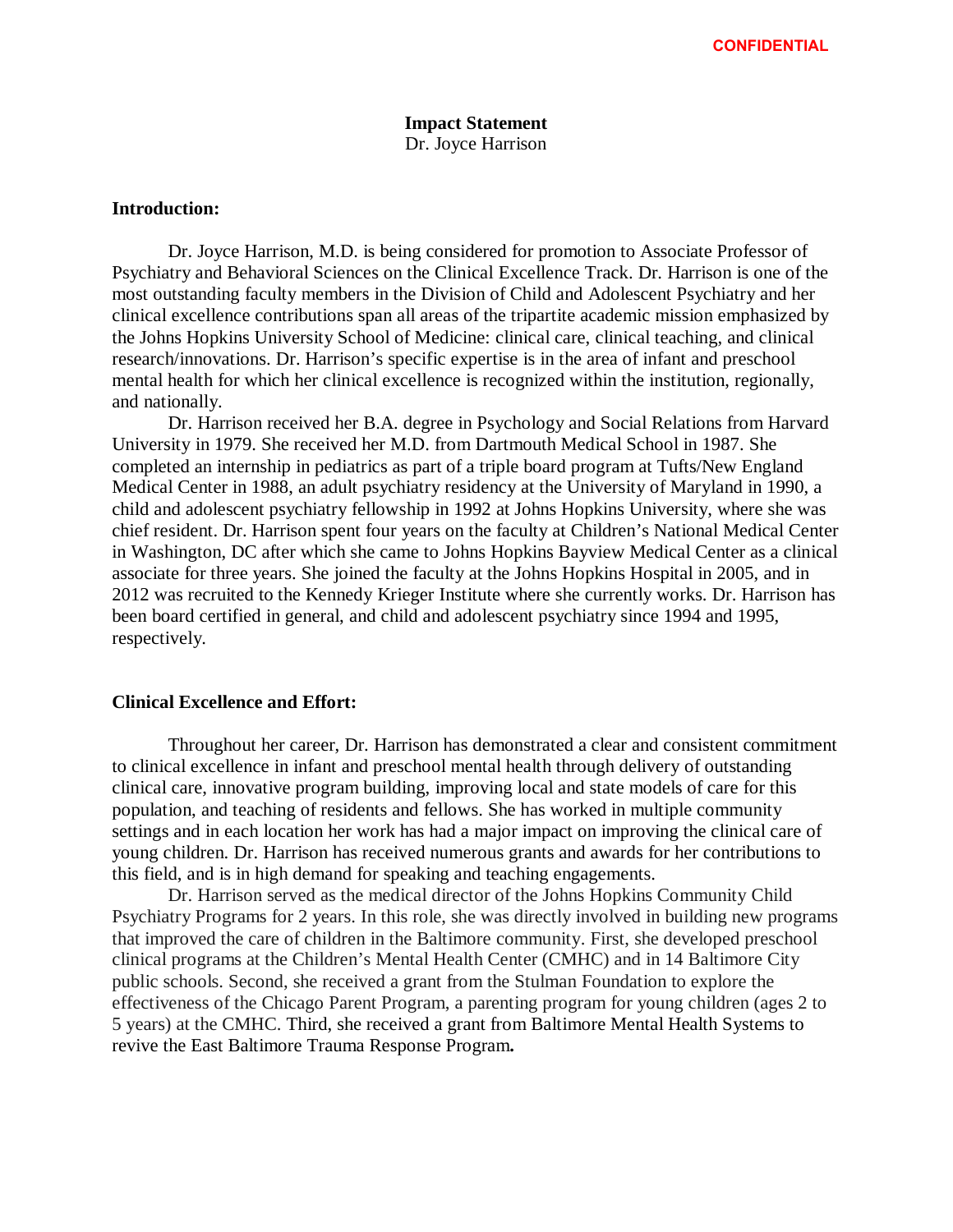CONFIDENTIAL

**Impact Statement**
Dr. Joyce Harrison

**Introduction:**

Dr. Joyce Harrison, M.D. is being considered for promotion to Associate Professor of Psychiatry and Behavioral Sciences on the Clinical Excellence Track. Dr. Harrison is one of the most outstanding faculty members in the Division of Child and Adolescent Psychiatry and her clinical excellence contributions span all areas of the tripartite academic mission emphasized by the Johns Hopkins University School of Medicine: clinical care, clinical teaching, and clinical research/innovations. Dr. Harrison's specific expertise is in the area of infant and preschool mental health for which her clinical excellence is recognized within the institution, regionally, and nationally.

Dr. Harrison received her B.A. degree in Psychology and Social Relations from Harvard University in 1979. She received her M.D. from Dartmouth Medical School in 1987. She completed an internship in pediatrics as part of a triple board program at Tufts/New England Medical Center in 1988, an adult psychiatry residency at the University of Maryland in 1990, a child and adolescent psychiatry fellowship in 1992 at Johns Hopkins University, where she was chief resident. Dr. Harrison spent four years on the faculty at Children's National Medical Center in Washington, DC after which she came to Johns Hopkins Bayview Medical Center as a clinical associate for three years. She joined the faculty at the Johns Hopkins Hospital in 2005, and in 2012 was recruited to the Kennedy Krieger Institute where she currently works. Dr. Harrison has been board certified in general, and child and adolescent psychiatry since 1994 and 1995, respectively.

**Clinical Excellence and Effort:**

Throughout her career, Dr. Harrison has demonstrated a clear and consistent commitment to clinical excellence in infant and preschool mental health through delivery of outstanding clinical care, innovative program building, improving local and state models of care for this population, and teaching of residents and fellows. She has worked in multiple community settings and in each location her work has had a major impact on improving the clinical care of young children. Dr. Harrison has received numerous grants and awards for her contributions to this field, and is in high demand for speaking and teaching engagements.

Dr. Harrison served as the medical director of the Johns Hopkins Community Child Psychiatry Programs for 2 years. In this role, she was directly involved in building new programs that improved the care of children in the Baltimore community. First, she developed preschool clinical programs at the Children's Mental Health Center (CMHC) and in 14 Baltimore City public schools. Second, she received a grant from the Stulman Foundation to explore the effectiveness of the Chicago Parent Program, a parenting program for young children (ages 2 to 5 years) at the CMHC. Third, she received a grant from Baltimore Mental Health Systems to revive the East Baltimore Trauma Response Program**.**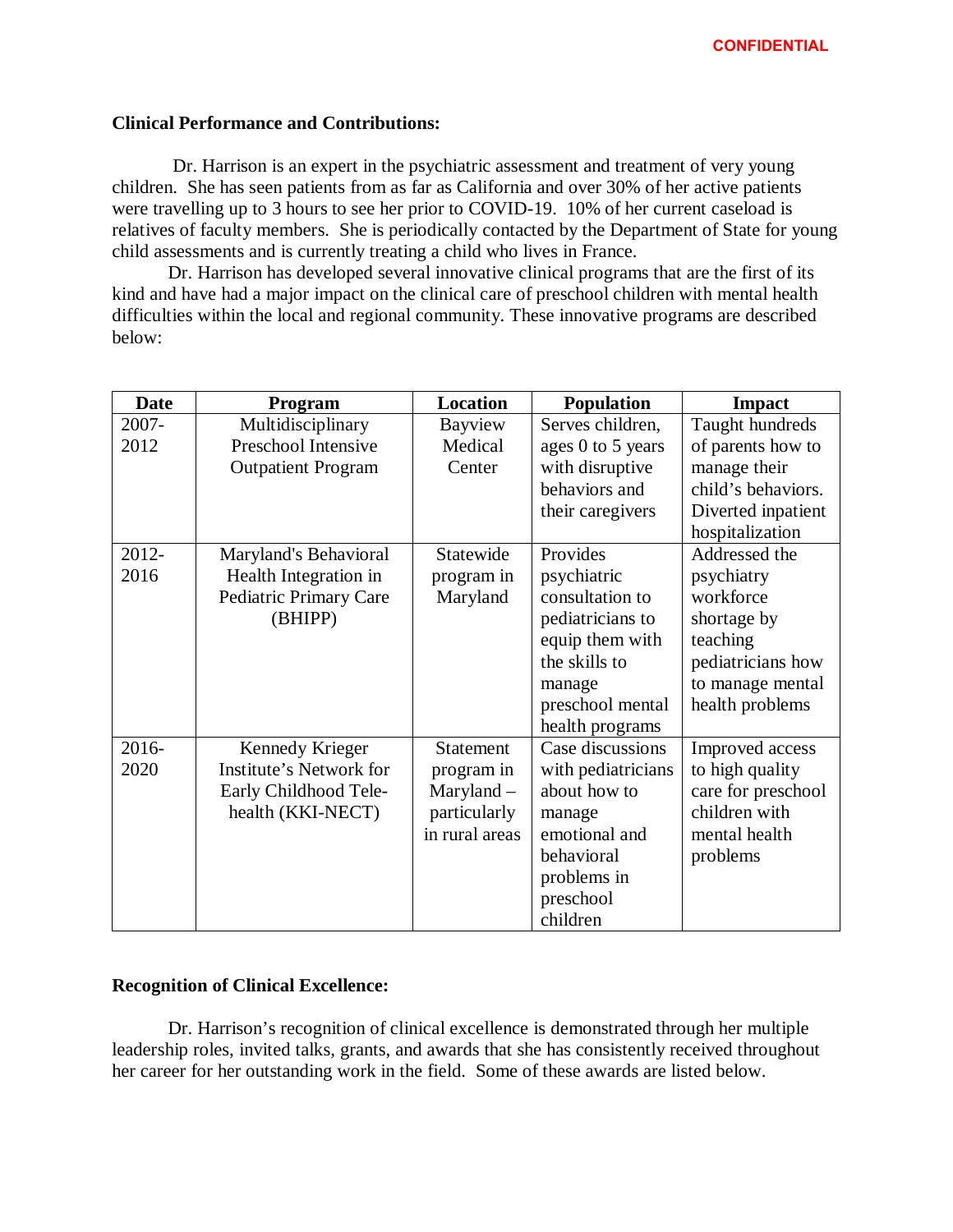CONFIDENTIAL

**Clinical Performance and Contributions:**

Dr. Harrison is an expert in the psychiatric assessment and treatment of very young children. She has seen patients from as far as California and over 30% of her active patients were travelling up to 3 hours to see her prior to COVID-19. 10% of her current caseload is relatives of faculty members. She is periodically contacted by the Department of State for young child assessments and is currently treating a child who lives in France.

Dr. Harrison has developed several innovative clinical programs that are the first of its kind and have had a major impact on the clinical care of preschool children with mental health difficulties within the local and regional community. These innovative programs are described below:

| Date | Program | Location | Population | Impact |
| --- | --- | --- | --- | --- |
| 2007-2012 | Multidisciplinary Preschool Intensive Outpatient Program | Bayview Medical Center | Serves children, ages 0 to 5 years with disruptive behaviors and their caregivers | Taught hundreds of parents how to manage their child's behaviors. Diverted inpatient hospitalization |
| 2012-2016 | Maryland's Behavioral Health Integration in Pediatric Primary Care (BHIPP) | Statewide program in Maryland | Provides psychiatric consultation to pediatricians to equip them with the skills to manage preschool mental health programs | Addressed the psychiatry workforce shortage by teaching pediatricians how to manage mental health problems |
| 2016-2020 | Kennedy Krieger Institute's Network for Early Childhood Tele-health (KKI-NECT) | Statement program in Maryland – particularly in rural areas | Case discussions with pediatricians about how to manage emotional and behavioral problems in preschool children | Improved access to high quality care for preschool children with mental health problems |

**Recognition of Clinical Excellence:**

Dr. Harrison's recognition of clinical excellence is demonstrated through her multiple leadership roles, invited talks, grants, and awards that she has consistently received throughout her career for her outstanding work in the field. Some of these awards are listed below.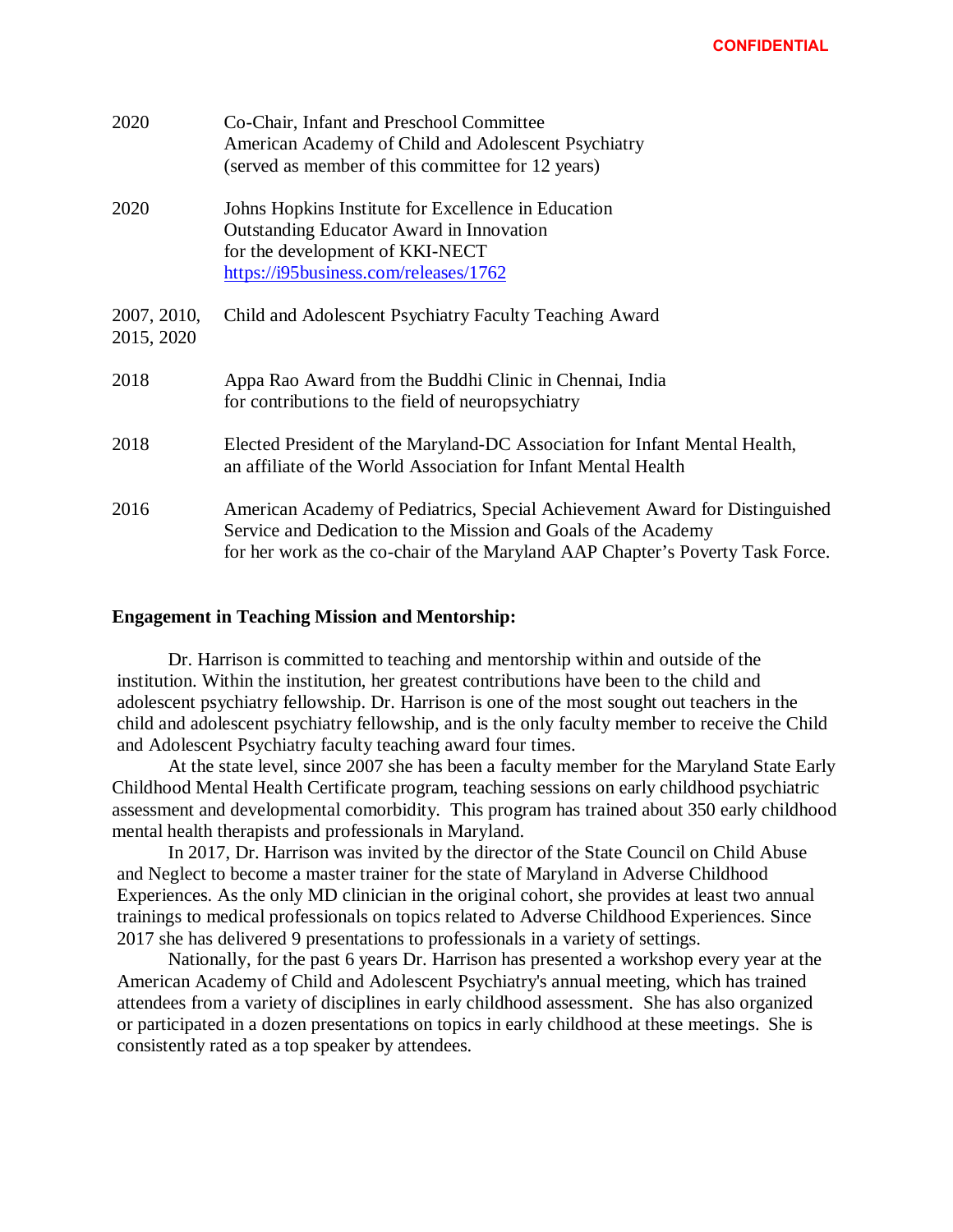| | |
|---|---|
| 2020 | Co-Chair, Infant and Preschool Committee<br>American Academy of Child and Adolescent Psychiatry<br>(served as member of this committee for 12 years) |
| 2020 | Johns Hopkins Institute for Excellence in Education<br>Outstanding Educator Award in Innovation<br>for the development of KKI-NECT<br>[https://i95business.com/releases/1762](https://i95business.com/releases/1762) |
| 2007, 2010, 2015, 2020 | Child and Adolescent Psychiatry Faculty Teaching Award |
| 2018 | Appa Rao Award from the Buddhi Clinic in Chennai, India<br>for contributions to the field of neuropsychiatry |
| 2018 | Elected President of the Maryland-DC Association for Infant Mental Health,<br>an affiliate of the World Association for Infant Mental Health |
| 2016 | American Academy of Pediatrics, Special Achievement Award for Distinguished Service and Dedication to the Mission and Goals of the Academy<br>for her work as the co-chair of the Maryland AAP Chapter's Poverty Task Force. |

**Engagement in Teaching Mission and Mentorship:**

Dr. Harrison is committed to teaching and mentorship within and outside of the institution. Within the institution, her greatest contributions have been to the child and adolescent psychiatry fellowship. Dr. Harrison is one of the most sought out teachers in the child and adolescent psychiatry fellowship, and is the only faculty member to receive the Child and Adolescent Psychiatry faculty teaching award four times.

At the state level, since 2007 she has been a faculty member for the Maryland State Early Childhood Mental Health Certificate program, teaching sessions on early childhood psychiatric assessment and developmental comorbidity. This program has trained about 350 early childhood mental health therapists and professionals in Maryland.

In 2017, Dr. Harrison was invited by the director of the State Council on Child Abuse and Neglect to become a master trainer for the state of Maryland in Adverse Childhood Experiences. As the only MD clinician in the original cohort, she provides at least two annual trainings to medical professionals on topics related to Adverse Childhood Experiences. Since 2017 she has delivered 9 presentations to professionals in a variety of settings.

Nationally, for the past 6 years Dr. Harrison has presented a workshop every year at the American Academy of Child and Adolescent Psychiatry's annual meeting, which has trained attendees from a variety of disciplines in early childhood assessment. She has also organized or participated in a dozen presentations on topics in early childhood at these meetings. She is consistently rated as a top speaker by attendees.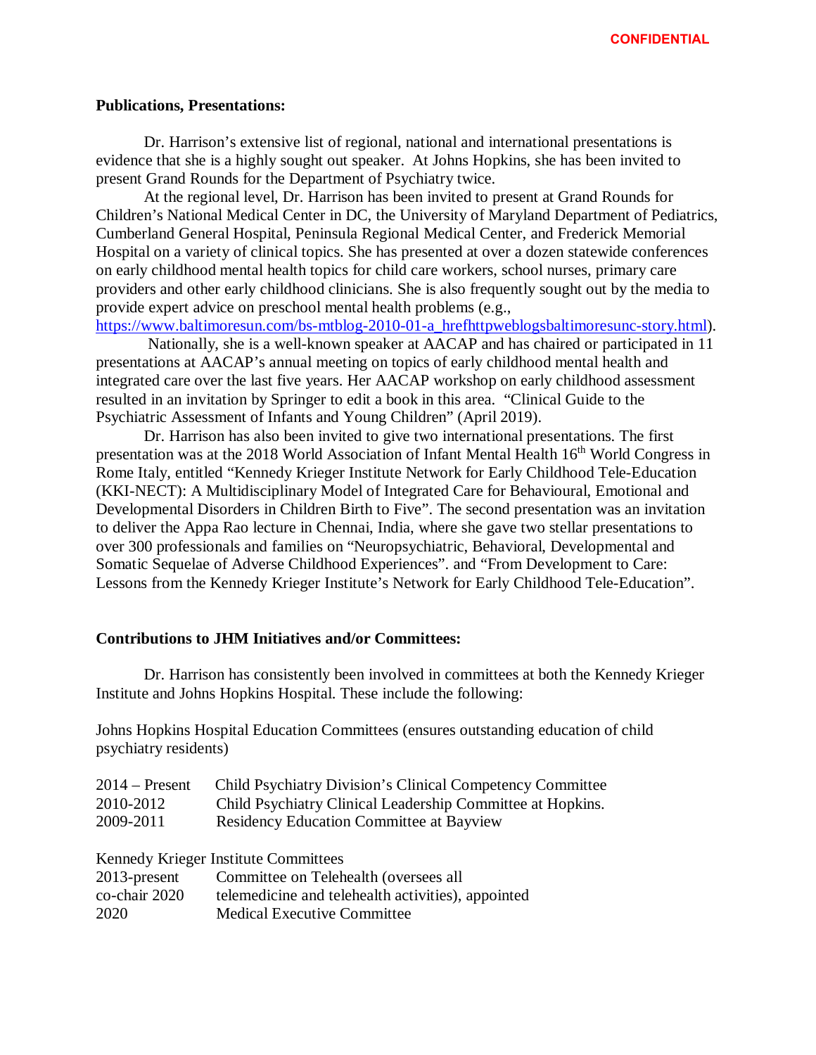CONFIDENTIAL

**Publications, Presentations:**

Dr. Harrison's extensive list of regional, national and international presentations is evidence that she is a highly sought out speaker. At Johns Hopkins, she has been invited to present Grand Rounds for the Department of Psychiatry twice.

At the regional level, Dr. Harrison has been invited to present at Grand Rounds for Children's National Medical Center in DC, the University of Maryland Department of Pediatrics, Cumberland General Hospital, Peninsula Regional Medical Center, and Frederick Memorial Hospital on a variety of clinical topics. She has presented at over a dozen statewide conferences on early childhood mental health topics for child care workers, school nurses, primary care providers and other early childhood clinicians. She is also frequently sought out by the media to provide expert advice on preschool mental health problems (e.g., https://www.baltimoresun.com/bs-mtblog-2010-01-a_hrefhttpweblogsbaltimoresunc-story.html).

Nationally, she is a well-known speaker at AACAP and has chaired or participated in 11 presentations at AACAP's annual meeting on topics of early childhood mental health and integrated care over the last five years. Her AACAP workshop on early childhood assessment resulted in an invitation by Springer to edit a book in this area. "Clinical Guide to the Psychiatric Assessment of Infants and Young Children" (April 2019).

Dr. Harrison has also been invited to give two international presentations. The first presentation was at the 2018 World Association of Infant Mental Health 16th World Congress in Rome Italy, entitled "Kennedy Krieger Institute Network for Early Childhood Tele-Education (KKI-NECT): A Multidisciplinary Model of Integrated Care for Behavioural, Emotional and Developmental Disorders in Children Birth to Five". The second presentation was an invitation to deliver the Appa Rao lecture in Chennai, India, where she gave two stellar presentations to over 300 professionals and families on "Neuropsychiatric, Behavioral, Developmental and Somatic Sequelae of Adverse Childhood Experiences". and "From Development to Care: Lessons from the Kennedy Krieger Institute's Network for Early Childhood Tele-Education".

**Contributions to JHM Initiatives and/or Committees:**

Dr. Harrison has consistently been involved in committees at both the Kennedy Krieger Institute and Johns Hopkins Hospital. These include the following:

Johns Hopkins Hospital Education Committees (ensures outstanding education of child psychiatry residents)

| | |
|---|---|
| 2014 – Present | Child Psychiatry Division's Clinical Competency Committee |
| 2010-2012 | Child Psychiatry Clinical Leadership Committee at Hopkins. |
| 2009-2011 | Residency Education Committee at Bayview |

Kennedy Krieger Institute Committees

| | |
|---|---|
| 2013-present | Committee on Telehealth (oversees all |
| co-chair 2020 | telemedicine and telehealth activities), appointed |
| 2020 | Medical Executive Committee |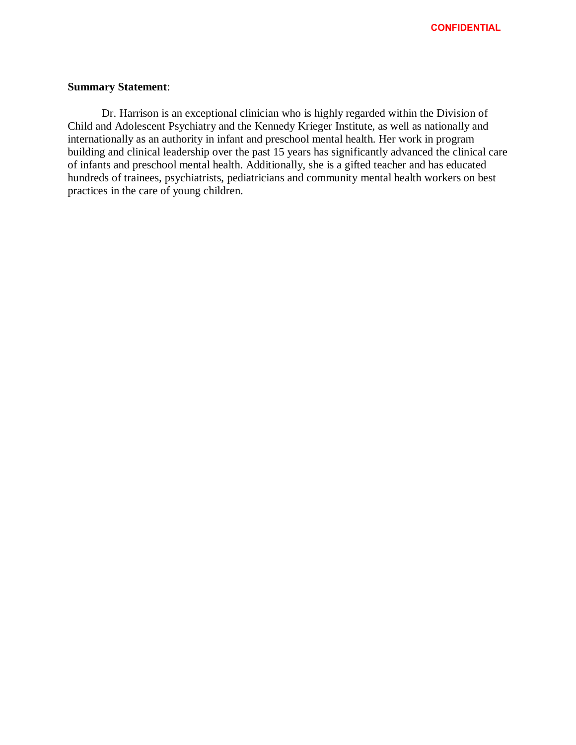**Summary Statement**:

Dr. Harrison is an exceptional clinician who is highly regarded within the Division of Child and Adolescent Psychiatry and the Kennedy Krieger Institute, as well as nationally and internationally as an authority in infant and preschool mental health. Her work in program building and clinical leadership over the past 15 years has significantly advanced the clinical care of infants and preschool mental health. Additionally, she is a gifted teacher and has educated hundreds of trainees, psychiatrists, pediatricians and community mental health workers on best practices in the care of young children.